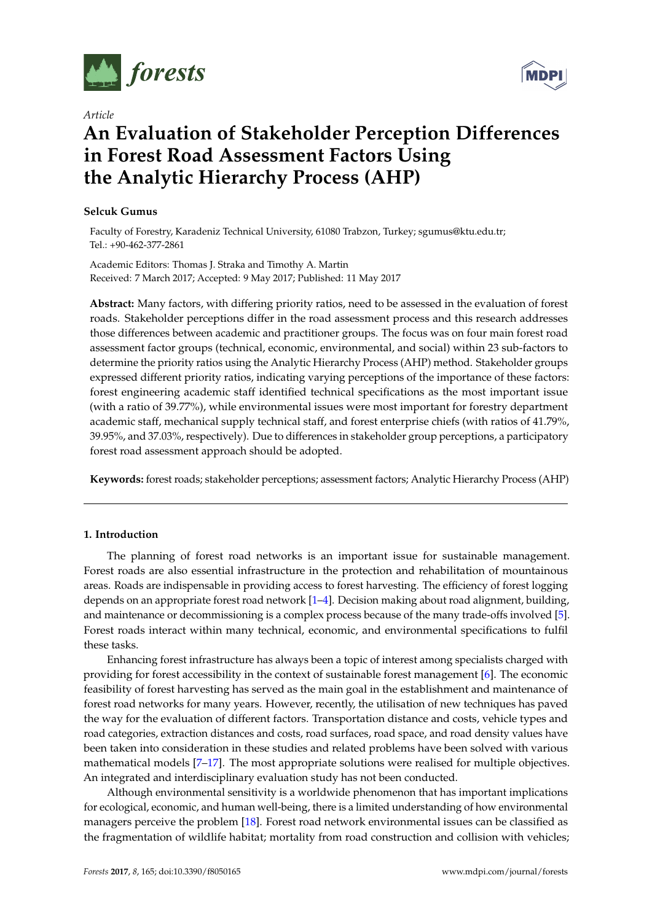*Article*

# An Evaluation of Stakeholder Perception Differences in Forest Road Assessment Factors Using the Analytic Hierarchy Process (AHP)

**Selcuk Gumus**

Faculty of Forestry, Karadeniz Technical University, 61080 Trabzon, Turkey; sgumus@ktu.edu.tr; Tel.: +90-462-377-2861

Academic Editors: Thomas J. Straka and Timothy A. Martin
Received: 7 March 2017; Accepted: 9 May 2017; Published: 11 May 2017

**Abstract:** Many factors, with differing priority ratios, need to be assessed in the evaluation of forest roads. Stakeholder perceptions differ in the road assessment process and this research addresses those differences between academic and practitioner groups. The focus was on four main forest road assessment factor groups (technical, economic, environmental, and social) within 23 sub-factors to determine the priority ratios using the Analytic Hierarchy Process (AHP) method. Stakeholder groups expressed different priority ratios, indicating varying perceptions of the importance of these factors: forest engineering academic staff identified technical specifications as the most important issue (with a ratio of 39.77%), while environmental issues were most important for forestry department academic staff, mechanical supply technical staff, and forest enterprise chiefs (with ratios of 41.79%, 39.95%, and 37.03%, respectively). Due to differences in stakeholder group perceptions, a participatory forest road assessment approach should be adopted.

**Keywords:** forest roads; stakeholder perceptions; assessment factors; Analytic Hierarchy Process (AHP)

## 1. Introduction

The planning of forest road networks is an important issue for sustainable management. Forest roads are also essential infrastructure in the protection and rehabilitation of mountainous areas. Roads are indispensable in providing access to forest harvesting. The efficiency of forest logging depends on an appropriate forest road network [1–4]. Decision making about road alignment, building, and maintenance or decommissioning is a complex process because of the many trade-offs involved [5]. Forest roads interact within many technical, economic, and environmental specifications to fulfil these tasks.

Enhancing forest infrastructure has always been a topic of interest among specialists charged with providing for forest accessibility in the context of sustainable forest management [6]. The economic feasibility of forest harvesting has served as the main goal in the establishment and maintenance of forest road networks for many years. However, recently, the utilisation of new techniques has paved the way for the evaluation of different factors. Transportation distance and costs, vehicle types and road categories, extraction distances and costs, road surfaces, road space, and road density values have been taken into consideration in these studies and related problems have been solved with various mathematical models [7–17]. The most appropriate solutions were realised for multiple objectives. An integrated and interdisciplinary evaluation study has not been conducted.

Although environmental sensitivity is a worldwide phenomenon that has important implications for ecological, economic, and human well-being, there is a limited understanding of how environmental managers perceive the problem [18]. Forest road network environmental issues can be classified as the fragmentation of wildlife habitat; mortality from road construction and collision with vehicles;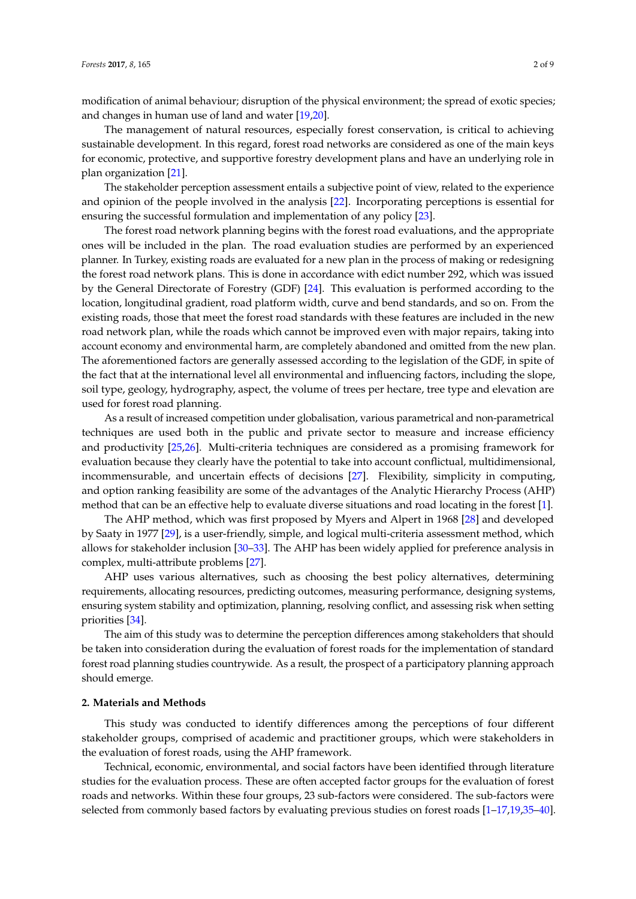modification of animal behaviour; disruption of the physical environment; the spread of exotic species; and changes in human use of land and water [19,20].

The management of natural resources, especially forest conservation, is critical to achieving sustainable development. In this regard, forest road networks are considered as one of the main keys for economic, protective, and supportive forestry development plans and have an underlying role in plan organization [21].

The stakeholder perception assessment entails a subjective point of view, related to the experience and opinion of the people involved in the analysis [22]. Incorporating perceptions is essential for ensuring the successful formulation and implementation of any policy [23].

The forest road network planning begins with the forest road evaluations, and the appropriate ones will be included in the plan. The road evaluation studies are performed by an experienced planner. In Turkey, existing roads are evaluated for a new plan in the process of making or redesigning the forest road network plans. This is done in accordance with edict number 292, which was issued by the General Directorate of Forestry (GDF) [24]. This evaluation is performed according to the location, longitudinal gradient, road platform width, curve and bend standards, and so on. From the existing roads, those that meet the forest road standards with these features are included in the new road network plan, while the roads which cannot be improved even with major repairs, taking into account economy and environmental harm, are completely abandoned and omitted from the new plan. The aforementioned factors are generally assessed according to the legislation of the GDF, in spite of the fact that at the international level all environmental and influencing factors, including the slope, soil type, geology, hydrography, aspect, the volume of trees per hectare, tree type and elevation are used for forest road planning.

As a result of increased competition under globalisation, various parametrical and non-parametrical techniques are used both in the public and private sector to measure and increase efficiency and productivity [25,26]. Multi-criteria techniques are considered as a promising framework for evaluation because they clearly have the potential to take into account conflictual, multidimensional, incommensurable, and uncertain effects of decisions [27]. Flexibility, simplicity in computing, and option ranking feasibility are some of the advantages of the Analytic Hierarchy Process (AHP) method that can be an effective help to evaluate diverse situations and road locating in the forest [1].

The AHP method, which was first proposed by Myers and Alpert in 1968 [28] and developed by Saaty in 1977 [29], is a user-friendly, simple, and logical multi-criteria assessment method, which allows for stakeholder inclusion [30–33]. The AHP has been widely applied for preference analysis in complex, multi-attribute problems [27].

AHP uses various alternatives, such as choosing the best policy alternatives, determining requirements, allocating resources, predicting outcomes, measuring performance, designing systems, ensuring system stability and optimization, planning, resolving conflict, and assessing risk when setting priorities [34].

The aim of this study was to determine the perception differences among stakeholders that should be taken into consideration during the evaluation of forest roads for the implementation of standard forest road planning studies countrywide. As a result, the prospect of a participatory planning approach should emerge.

## 2. Materials and Methods

This study was conducted to identify differences among the perceptions of four different stakeholder groups, comprised of academic and practitioner groups, which were stakeholders in the evaluation of forest roads, using the AHP framework.

Technical, economic, environmental, and social factors have been identified through literature studies for the evaluation process. These are often accepted factor groups for the evaluation of forest roads and networks. Within these four groups, 23 sub-factors were considered. The sub-factors were selected from commonly based factors by evaluating previous studies on forest roads [1–17,19,35–40].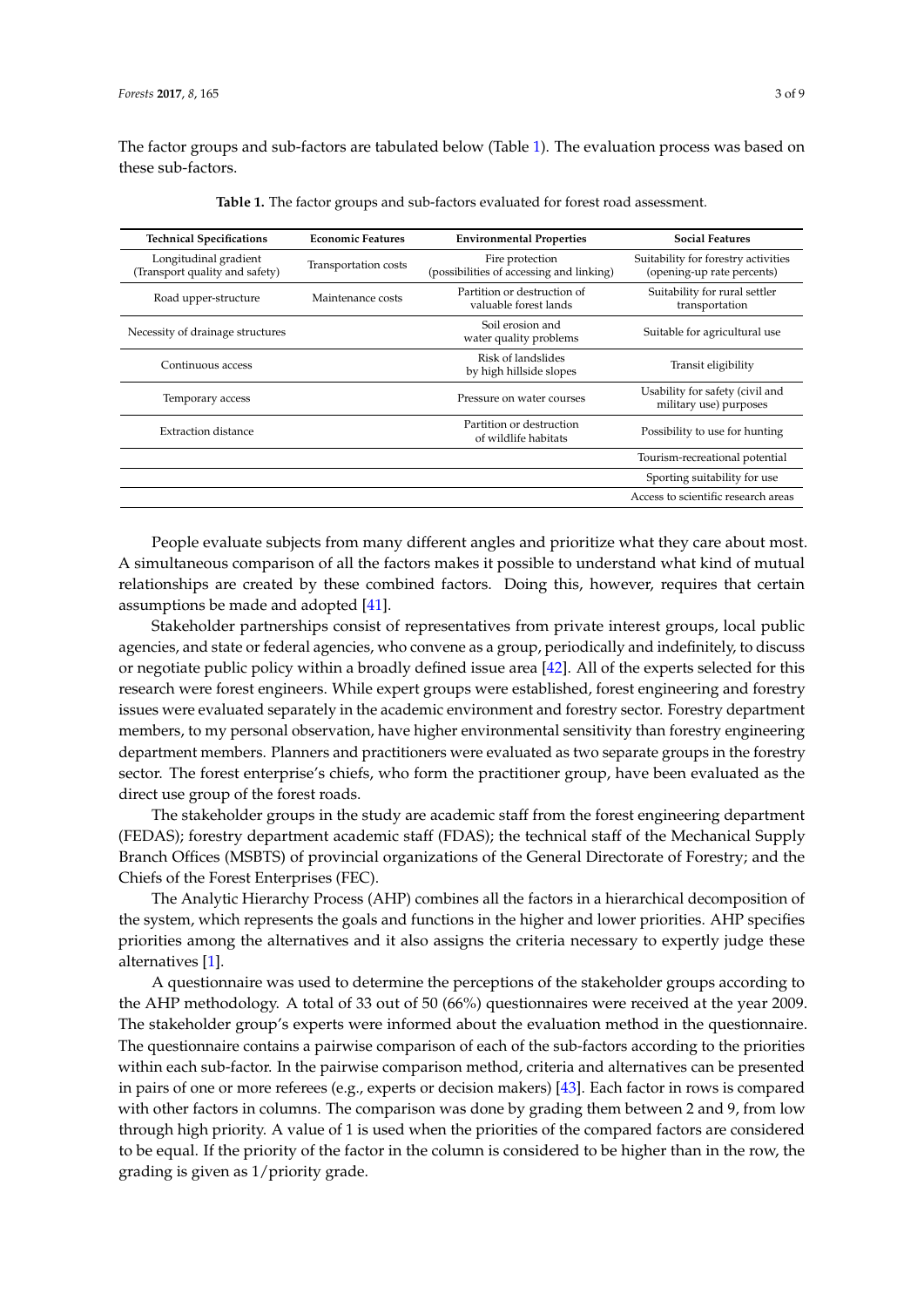The factor groups and sub-factors are tabulated below (Table 1). The evaluation process was based on these sub-factors.

**Table 1.** The factor groups and sub-factors evaluated for forest road assessment.

| Technical Specifications | Economic Features | Environmental Properties | Social Features |
|---|---|---|---|
| Longitudinal gradient (Transport quality and safety) | Transportation costs | Fire protection (possibilities of accessing and linking) | Suitability for forestry activities (opening-up rate percents) |
| Road upper-structure | Maintenance costs | Partition or destruction of valuable forest lands | Suitability for rural settler transportation |
| Necessity of drainage structures | | Soil erosion and water quality problems | Suitable for agricultural use |
| Continuous access | | Risk of landslides by high hillside slopes | Transit eligibility |
| Temporary access | | Pressure on water courses | Usability for safety (civil and military use) purposes |
| Extraction distance | | Partition or destruction of wildlife habitats | Possibility to use for hunting |
| | | | Tourism-recreational potential |
| | | | Sporting suitability for use |
| | | | Access to scientific research areas |

People evaluate subjects from many different angles and prioritize what they care about most. A simultaneous comparison of all the factors makes it possible to understand what kind of mutual relationships are created by these combined factors. Doing this, however, requires that certain assumptions be made and adopted [41].

Stakeholder partnerships consist of representatives from private interest groups, local public agencies, and state or federal agencies, who convene as a group, periodically and indefinitely, to discuss or negotiate public policy within a broadly defined issue area [42]. All of the experts selected for this research were forest engineers. While expert groups were established, forest engineering and forestry issues were evaluated separately in the academic environment and forestry sector. Forestry department members, to my personal observation, have higher environmental sensitivity than forestry engineering department members. Planners and practitioners were evaluated as two separate groups in the forestry sector. The forest enterprise's chiefs, who form the practitioner group, have been evaluated as the direct use group of the forest roads.

The stakeholder groups in the study are academic staff from the forest engineering department (FEDAS); forestry department academic staff (FDAS); the technical staff of the Mechanical Supply Branch Offices (MSBTS) of provincial organizations of the General Directorate of Forestry; and the Chiefs of the Forest Enterprises (FEC).

The Analytic Hierarchy Process (AHP) combines all the factors in a hierarchical decomposition of the system, which represents the goals and functions in the higher and lower priorities. AHP specifies priorities among the alternatives and it also assigns the criteria necessary to expertly judge these alternatives [1].

A questionnaire was used to determine the perceptions of the stakeholder groups according to the AHP methodology. A total of 33 out of 50 (66%) questionnaires were received at the year 2009. The stakeholder group's experts were informed about the evaluation method in the questionnaire. The questionnaire contains a pairwise comparison of each of the sub-factors according to the priorities within each sub-factor. In the pairwise comparison method, criteria and alternatives can be presented in pairs of one or more referees (e.g., experts or decision makers) [43]. Each factor in rows is compared with other factors in columns. The comparison was done by grading them between 2 and 9, from low through high priority. A value of 1 is used when the priorities of the compared factors are considered to be equal. If the priority of the factor in the column is considered to be higher than in the row, the grading is given as 1/priority grade.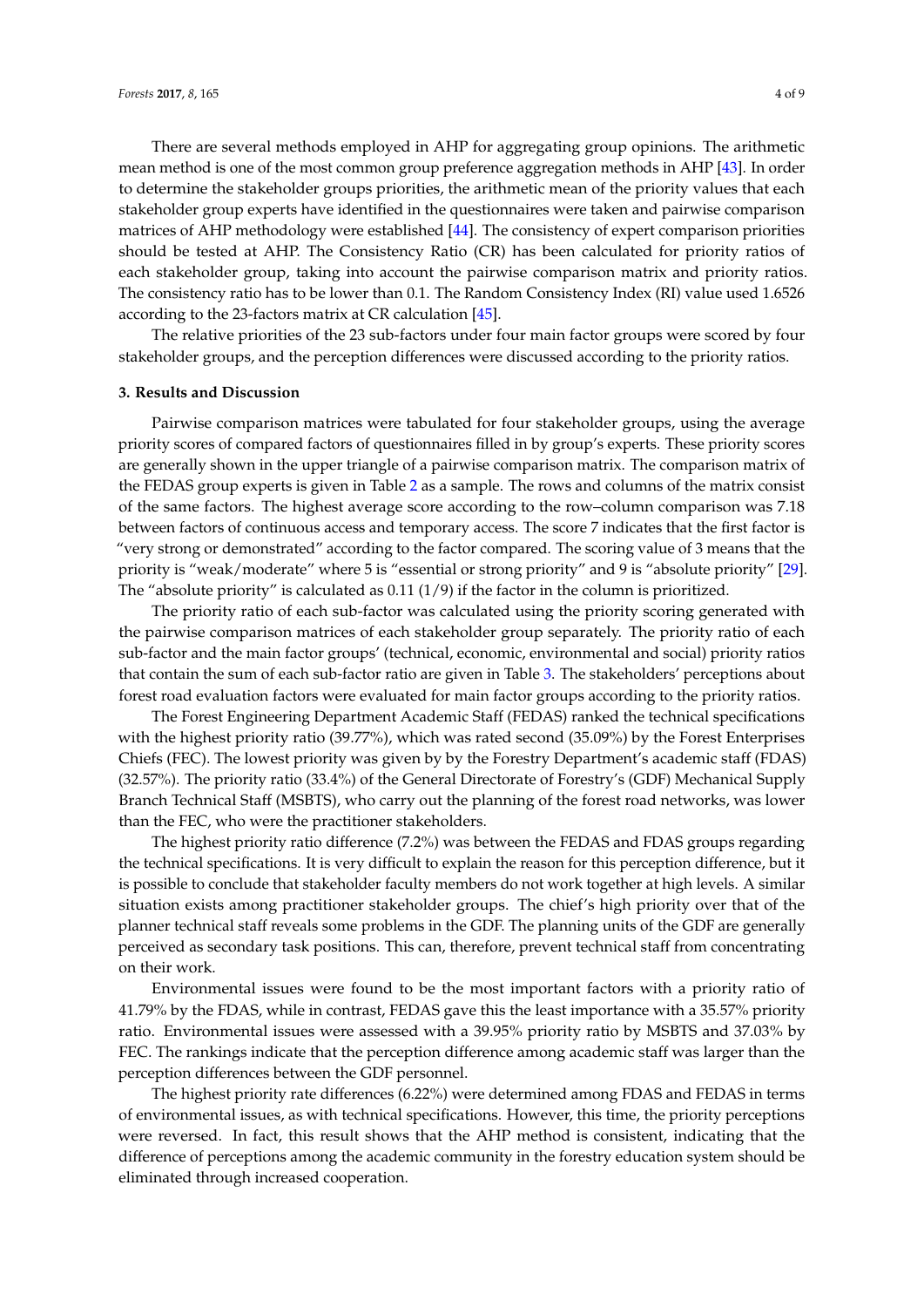There are several methods employed in AHP for aggregating group opinions. The arithmetic mean method is one of the most common group preference aggregation methods in AHP [43]. In order to determine the stakeholder groups priorities, the arithmetic mean of the priority values that each stakeholder group experts have identified in the questionnaires were taken and pairwise comparison matrices of AHP methodology were established [44]. The consistency of expert comparison priorities should be tested at AHP. The Consistency Ratio (CR) has been calculated for priority ratios of each stakeholder group, taking into account the pairwise comparison matrix and priority ratios. The consistency ratio has to be lower than 0.1. The Random Consistency Index (RI) value used 1.6526 according to the 23-factors matrix at CR calculation [45].

The relative priorities of the 23 sub-factors under four main factor groups were scored by four stakeholder groups, and the perception differences were discussed according to the priority ratios.

## 3. Results and Discussion

Pairwise comparison matrices were tabulated for four stakeholder groups, using the average priority scores of compared factors of questionnaires filled in by group's experts. These priority scores are generally shown in the upper triangle of a pairwise comparison matrix. The comparison matrix of the FEDAS group experts is given in Table 2 as a sample. The rows and columns of the matrix consist of the same factors. The highest average score according to the row–column comparison was 7.18 between factors of continuous access and temporary access. The score 7 indicates that the first factor is "very strong or demonstrated" according to the factor compared. The scoring value of 3 means that the priority is "weak/moderate" where 5 is "essential or strong priority" and 9 is "absolute priority" [29]. The "absolute priority" is calculated as 0.11 (1/9) if the factor in the column is prioritized.

The priority ratio of each sub-factor was calculated using the priority scoring generated with the pairwise comparison matrices of each stakeholder group separately. The priority ratio of each sub-factor and the main factor groups' (technical, economic, environmental and social) priority ratios that contain the sum of each sub-factor ratio are given in Table 3. The stakeholders' perceptions about forest road evaluation factors were evaluated for main factor groups according to the priority ratios.

The Forest Engineering Department Academic Staff (FEDAS) ranked the technical specifications with the highest priority ratio (39.77%), which was rated second (35.09%) by the Forest Enterprises Chiefs (FEC). The lowest priority was given by by the Forestry Department's academic staff (FDAS) (32.57%). The priority ratio (33.4%) of the General Directorate of Forestry's (GDF) Mechanical Supply Branch Technical Staff (MSBTS), who carry out the planning of the forest road networks, was lower than the FEC, who were the practitioner stakeholders.

The highest priority ratio difference (7.2%) was between the FEDAS and FDAS groups regarding the technical specifications. It is very difficult to explain the reason for this perception difference, but it is possible to conclude that stakeholder faculty members do not work together at high levels. A similar situation exists among practitioner stakeholder groups. The chief's high priority over that of the planner technical staff reveals some problems in the GDF. The planning units of the GDF are generally perceived as secondary task positions. This can, therefore, prevent technical staff from concentrating on their work.

Environmental issues were found to be the most important factors with a priority ratio of 41.79% by the FDAS, while in contrast, FEDAS gave this the least importance with a 35.57% priority ratio. Environmental issues were assessed with a 39.95% priority ratio by MSBTS and 37.03% by FEC. The rankings indicate that the perception difference among academic staff was larger than the perception differences between the GDF personnel.

The highest priority rate differences (6.22%) were determined among FDAS and FEDAS in terms of environmental issues, as with technical specifications. However, this time, the priority perceptions were reversed. In fact, this result shows that the AHP method is consistent, indicating that the difference of perceptions among the academic community in the forestry education system should be eliminated through increased cooperation.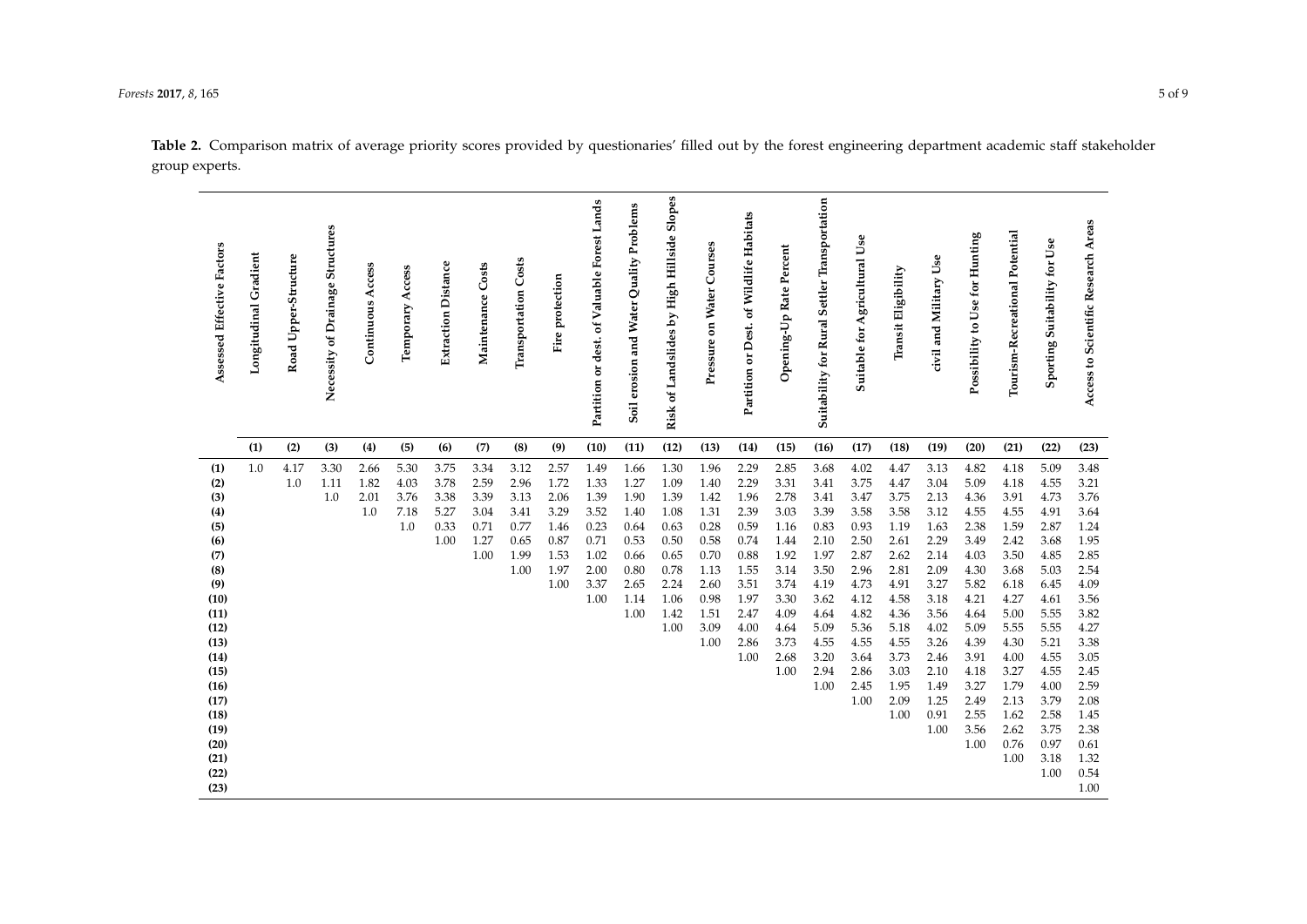**Table 2.** Comparison matrix of average priority scores provided by questionaries' filled out by the forest engineering department academic staff stakeholder group experts.

| Assessed Effective Factors | Longitudinal Gradient | Road Upper-Structure | Necessity of Drainage Structures | Continuous Access | Temporary Access | Extraction Distance | Maintenance Costs | Transportation Costs | Fire protection | Partition or dest. of Valuable Forest Lands | Soil erosion and Water Quality Problems | Risk of Landslides by High Hillside Slopes | Pressure on Water Courses | Partition or Dest. of Wildlife Habitats | Opening-Up Rate Percent | Suitability for Rural Settler Transportation | Suitable for Agricultural Use | Transit Eligibility | civil and Military Use | Possibility to Use for Hunting | Tourism-Recreational Potential | Sporting Suitability for Use | Access to Scientific Research Areas |
|---|---|---|---|---|---|---|---|---|---|---|---|---|---|---|---|---|---|---|---|---|---|---|---|
| | (1) | (2) | (3) | (4) | (5) | (6) | (7) | (8) | (9) | (10) | (11) | (12) | (13) | (14) | (15) | (16) | (17) | (18) | (19) | (20) | (21) | (22) | (23) |
| (1) | 1.0 | 4.17 | 3.30 | 2.66 | 5.30 | 3.75 | 3.34 | 3.12 | 2.57 | 1.49 | 1.66 | 1.30 | 1.96 | 2.29 | 2.85 | 3.68 | 4.02 | 4.47 | 3.13 | 4.82 | 4.18 | 5.09 | 3.48 |
| (2) | | 1.0 | 1.11 | 1.82 | 4.03 | 3.78 | 2.59 | 2.96 | 1.72 | 1.33 | 1.27 | 1.09 | 1.40 | 2.29 | 3.31 | 3.41 | 3.75 | 4.47 | 3.04 | 5.09 | 4.18 | 4.55 | 3.21 |
| (3) | | | 1.0 | 2.01 | 3.76 | 3.38 | 3.39 | 3.13 | 2.06 | 1.39 | 1.90 | 1.39 | 1.42 | 1.96 | 2.78 | 3.41 | 3.47 | 3.75 | 2.13 | 4.36 | 3.91 | 4.73 | 3.76 |
| (4) | | | | 1.0 | 7.18 | 5.27 | 3.04 | 3.41 | 3.29 | 3.52 | 1.40 | 1.08 | 1.31 | 2.39 | 3.03 | 3.39 | 3.58 | 3.58 | 3.12 | 4.55 | 4.55 | 4.91 | 3.64 |
| (5) | | | | | 1.0 | 0.33 | 0.71 | 0.77 | 1.46 | 0.23 | 0.64 | 0.63 | 0.28 | 0.59 | 1.16 | 0.83 | 0.93 | 1.19 | 1.63 | 2.38 | 1.59 | 2.87 | 1.24 |
| (6) | | | | | | 1.00 | 1.27 | 0.65 | 0.87 | 0.71 | 0.53 | 0.50 | 0.58 | 0.74 | 1.44 | 2.10 | 2.50 | 2.61 | 2.29 | 3.49 | 2.42 | 3.68 | 1.95 |
| (7) | | | | | | | 1.00 | 1.99 | 1.53 | 1.02 | 0.66 | 0.65 | 0.70 | 0.88 | 1.92 | 1.97 | 2.87 | 2.62 | 2.14 | 4.03 | 3.50 | 4.85 | 2.85 |
| (8) | | | | | | | | 1.00 | 1.97 | 2.00 | 0.80 | 0.78 | 1.13 | 1.55 | 3.14 | 3.50 | 2.96 | 2.81 | 2.09 | 4.30 | 3.68 | 5.03 | 2.54 |
| (9) | | | | | | | | | 1.00 | 3.37 | 2.65 | 2.24 | 2.60 | 3.51 | 3.74 | 4.19 | 4.73 | 4.91 | 3.27 | 5.82 | 6.18 | 6.45 | 4.09 |
| (10) | | | | | | | | | | 1.00 | 1.14 | 1.06 | 0.98 | 1.97 | 3.30 | 3.62 | 4.12 | 4.58 | 3.18 | 4.21 | 4.27 | 4.61 | 3.56 |
| (11) | | | | | | | | | | | 1.00 | 1.42 | 1.51 | 2.47 | 4.09 | 4.64 | 4.82 | 4.36 | 3.56 | 4.64 | 5.00 | 5.55 | 3.82 |
| (12) | | | | | | | | | | | | 1.00 | 3.09 | 4.00 | 4.64 | 5.09 | 5.36 | 5.18 | 4.02 | 5.09 | 5.55 | 5.55 | 4.27 |
| (13) | | | | | | | | | | | | | 1.00 | 2.86 | 3.73 | 4.55 | 4.55 | 4.55 | 3.26 | 4.39 | 4.30 | 5.21 | 3.38 |
| (14) | | | | | | | | | | | | | | 1.00 | 2.68 | 3.20 | 3.64 | 3.73 | 2.46 | 3.91 | 4.00 | 4.55 | 3.05 |
| (15) | | | | | | | | | | | | | | | 1.00 | 2.94 | 2.86 | 3.03 | 2.10 | 4.18 | 3.27 | 4.55 | 2.45 |
| (16) | | | | | | | | | | | | | | | | 1.00 | 2.45 | 1.95 | 1.49 | 3.27 | 1.79 | 4.00 | 2.59 |
| (17) | | | | | | | | | | | | | | | | | 1.00 | 2.09 | 1.25 | 2.49 | 2.13 | 3.79 | 2.08 |
| (18) | | | | | | | | | | | | | | | | | | 1.00 | 0.91 | 2.55 | 1.62 | 2.58 | 1.45 |
| (19) | | | | | | | | | | | | | | | | | | | 1.00 | 3.56 | 2.62 | 3.75 | 2.38 |
| (20) | | | | | | | | | | | | | | | | | | | | 1.00 | 0.76 | 0.97 | 0.61 |
| (21) | | | | | | | | | | | | | | | | | | | | | 1.00 | 3.18 | 1.32 |
| (22) | | | | | | | | | | | | | | | | | | | | | | 1.00 | 0.54 |
| (23) | | | | | | | | | | | | | | | | | | | | | | | 1.00 |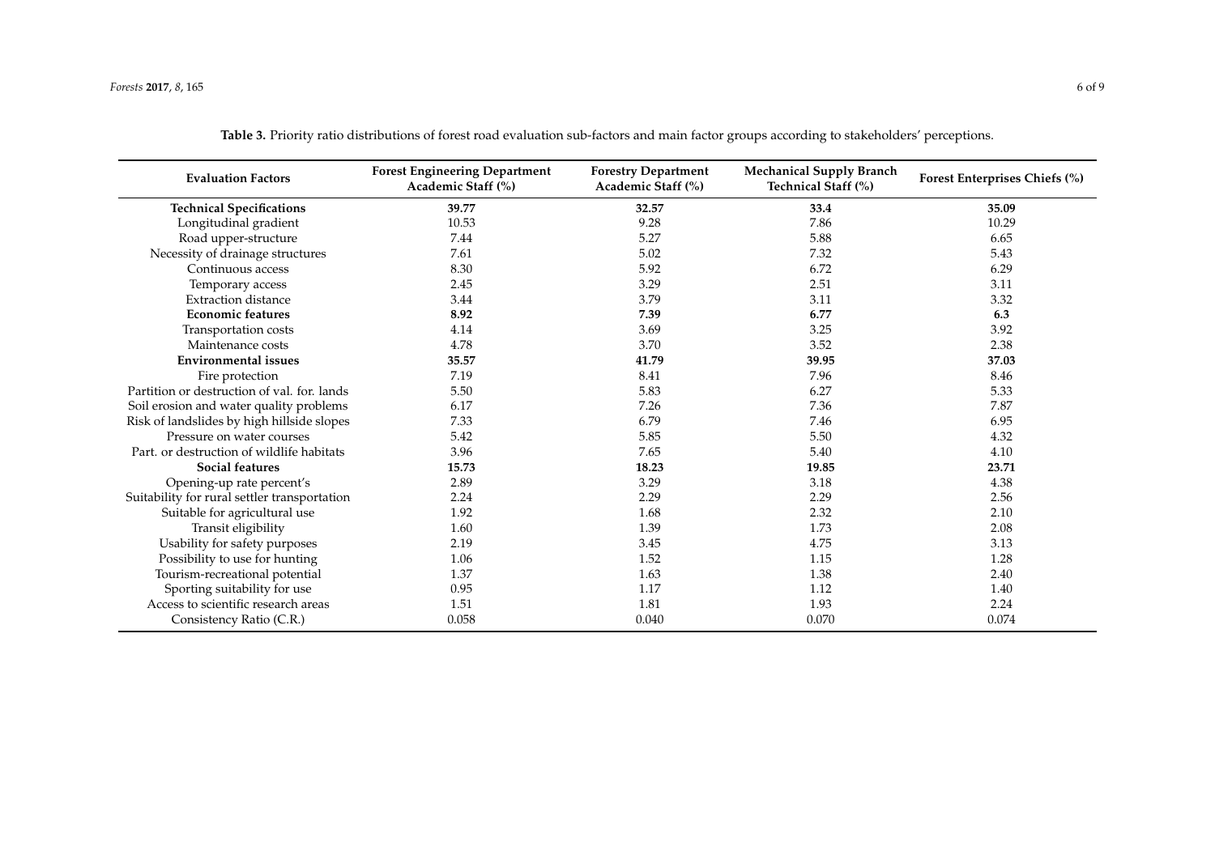**Table 3.** Priority ratio distributions of forest road evaluation sub-factors and main factor groups according to stakeholders' perceptions.

| Evaluation Factors | Forest Engineering Department Academic Staff (%) | Forestry Department Academic Staff (%) | Mechanical Supply Branch Technical Staff (%) | Forest Enterprises Chiefs (%) |
|---|---|---|---|---|
| **Technical Specifications** | **39.77** | **32.57** | **33.4** | **35.09** |
| Longitudinal gradient | 10.53 | 9.28 | 7.86 | 10.29 |
| Road upper-structure | 7.44 | 5.27 | 5.88 | 6.65 |
| Necessity of drainage structures | 7.61 | 5.02 | 7.32 | 5.43 |
| Continuous access | 8.30 | 5.92 | 6.72 | 6.29 |
| Temporary access | 2.45 | 3.29 | 2.51 | 3.11 |
| Extraction distance | 3.44 | 3.79 | 3.11 | 3.32 |
| **Economic features** | **8.92** | **7.39** | **6.77** | **6.3** |
| Transportation costs | 4.14 | 3.69 | 3.25 | 3.92 |
| Maintenance costs | 4.78 | 3.70 | 3.52 | 2.38 |
| **Environmental issues** | **35.57** | **41.79** | **39.95** | **37.03** |
| Fire protection | 7.19 | 8.41 | 7.96 | 8.46 |
| Partition or destruction of val. for. lands | 5.50 | 5.83 | 6.27 | 5.33 |
| Soil erosion and water quality problems | 6.17 | 7.26 | 7.36 | 7.87 |
| Risk of landslides by high hillside slopes | 7.33 | 6.79 | 7.46 | 6.95 |
| Pressure on water courses | 5.42 | 5.85 | 5.50 | 4.32 |
| Part. or destruction of wildlife habitats | 3.96 | 7.65 | 5.40 | 4.10 |
| **Social features** | **15.73** | **18.23** | **19.85** | **23.71** |
| Opening-up rate percent's | 2.89 | 3.29 | 3.18 | 4.38 |
| Suitability for rural settler transportation | 2.24 | 2.29 | 2.29 | 2.56 |
| Suitable for agricultural use | 1.92 | 1.68 | 2.32 | 2.10 |
| Transit eligibility | 1.60 | 1.39 | 1.73 | 2.08 |
| Usability for safety purposes | 2.19 | 3.45 | 4.75 | 3.13 |
| Possibility to use for hunting | 1.06 | 1.52 | 1.15 | 1.28 |
| Tourism-recreational potential | 1.37 | 1.63 | 1.38 | 2.40 |
| Sporting suitability for use | 0.95 | 1.17 | 1.12 | 1.40 |
| Access to scientific research areas | 1.51 | 1.81 | 1.93 | 2.24 |
| Consistency Ratio (C.R.) | 0.058 | 0.040 | 0.070 | 0.074 |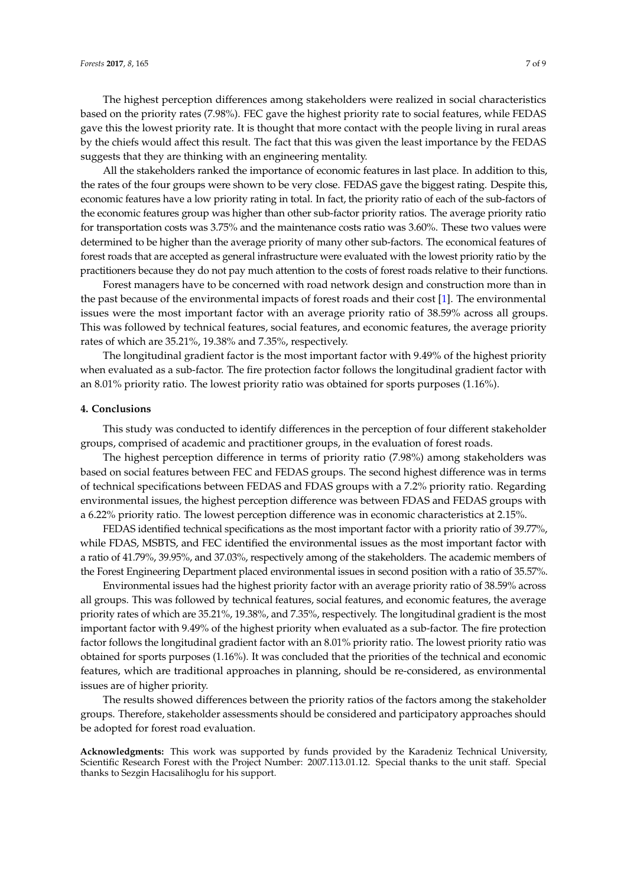The highest perception differences among stakeholders were realized in social characteristics based on the priority rates (7.98%). FEC gave the highest priority rate to social features, while FEDAS gave this the lowest priority rate. It is thought that more contact with the people living in rural areas by the chiefs would affect this result. The fact that this was given the least importance by the FEDAS suggests that they are thinking with an engineering mentality.

All the stakeholders ranked the importance of economic features in last place. In addition to this, the rates of the four groups were shown to be very close. FEDAS gave the biggest rating. Despite this, economic features have a low priority rating in total. In fact, the priority ratio of each of the sub-factors of the economic features group was higher than other sub-factor priority ratios. The average priority ratio for transportation costs was 3.75% and the maintenance costs ratio was 3.60%. These two values were determined to be higher than the average priority of many other sub-factors. The economical features of forest roads that are accepted as general infrastructure were evaluated with the lowest priority ratio by the practitioners because they do not pay much attention to the costs of forest roads relative to their functions.

Forest managers have to be concerned with road network design and construction more than in the past because of the environmental impacts of forest roads and their cost [1]. The environmental issues were the most important factor with an average priority ratio of 38.59% across all groups. This was followed by technical features, social features, and economic features, the average priority rates of which are 35.21%, 19.38% and 7.35%, respectively.

The longitudinal gradient factor is the most important factor with 9.49% of the highest priority when evaluated as a sub-factor. The fire protection factor follows the longitudinal gradient factor with an 8.01% priority ratio. The lowest priority ratio was obtained for sports purposes (1.16%).

## 4. Conclusions

This study was conducted to identify differences in the perception of four different stakeholder groups, comprised of academic and practitioner groups, in the evaluation of forest roads.

The highest perception difference in terms of priority ratio (7.98%) among stakeholders was based on social features between FEC and FEDAS groups. The second highest difference was in terms of technical specifications between FEDAS and FDAS groups with a 7.2% priority ratio. Regarding environmental issues, the highest perception difference was between FDAS and FEDAS groups with a 6.22% priority ratio. The lowest perception difference was in economic characteristics at 2.15%.

FEDAS identified technical specifications as the most important factor with a priority ratio of 39.77%, while FDAS, MSBTS, and FEC identified the environmental issues as the most important factor with a ratio of 41.79%, 39.95%, and 37.03%, respectively among of the stakeholders. The academic members of the Forest Engineering Department placed environmental issues in second position with a ratio of 35.57%.

Environmental issues had the highest priority factor with an average priority ratio of 38.59% across all groups. This was followed by technical features, social features, and economic features, the average priority rates of which are 35.21%, 19.38%, and 7.35%, respectively. The longitudinal gradient is the most important factor with 9.49% of the highest priority when evaluated as a sub-factor. The fire protection factor follows the longitudinal gradient factor with an 8.01% priority ratio. The lowest priority ratio was obtained for sports purposes (1.16%). It was concluded that the priorities of the technical and economic features, which are traditional approaches in planning, should be re-considered, as environmental issues are of higher priority.

The results showed differences between the priority ratios of the factors among the stakeholder groups. Therefore, stakeholder assessments should be considered and participatory approaches should be adopted for forest road evaluation.

**Acknowledgments:** This work was supported by funds provided by the Karadeniz Technical University, Scientific Research Forest with the Project Number: 2007.113.01.12. Special thanks to the unit staff. Special thanks to Sezgin Hacısalihoglu for his support.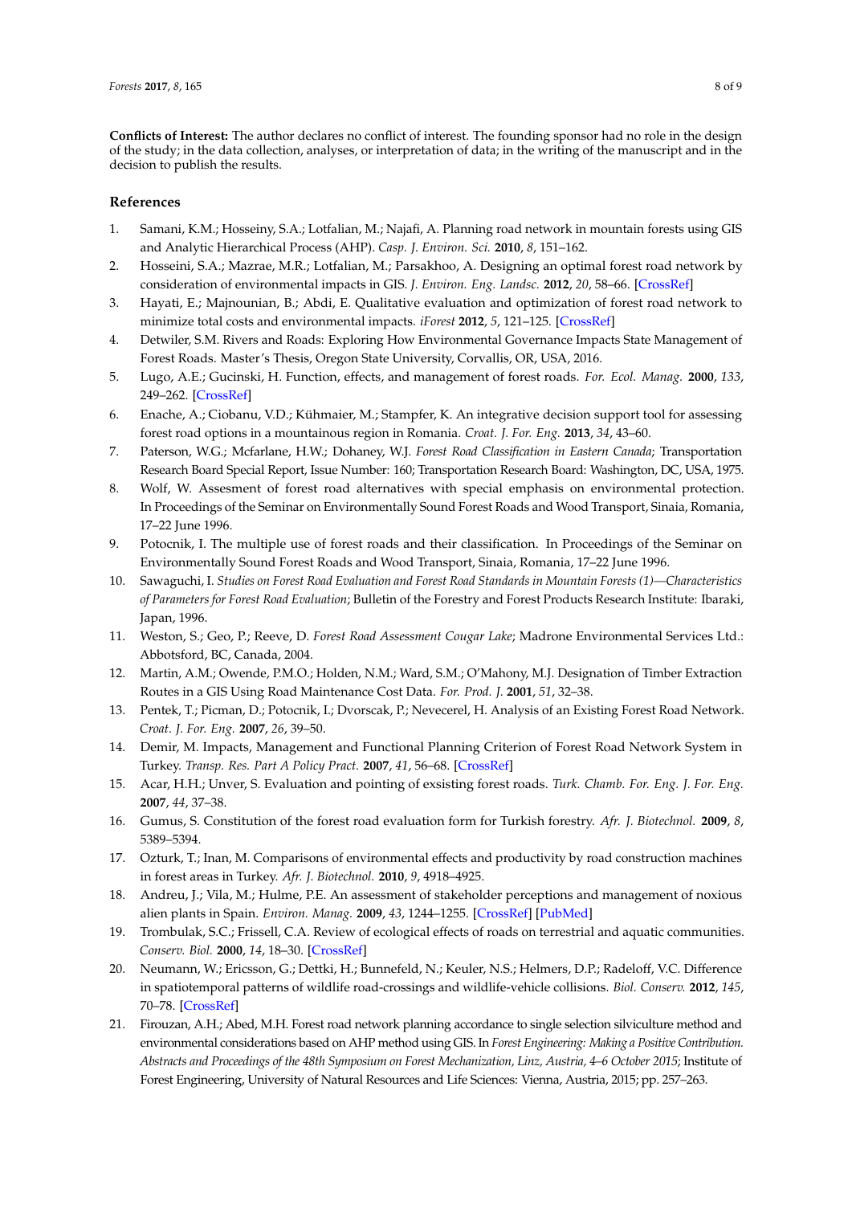**Conflicts of Interest:** The author declares no conflict of interest. The founding sponsor had no role in the design of the study; in the data collection, analyses, or interpretation of data; in the writing of the manuscript and in the decision to publish the results.

## References

1. Samani, K.M.; Hosseiny, S.A.; Lotfalian, M.; Najafi, A. Planning road network in mountain forests using GIS and Analytic Hierarchical Process (AHP). *Casp. J. Environ. Sci.* **2010**, *8*, 151–162.
2. Hosseini, S.A.; Mazrae, M.R.; Lotfalian, M.; Parsakhoo, A. Designing an optimal forest road network by consideration of environmental impacts in GIS. *J. Environ. Eng. Landsc.* **2012**, *20*, 58–66. [CrossRef]
3. Hayati, E.; Majnounian, B.; Abdi, E. Qualitative evaluation and optimization of forest road network to minimize total costs and environmental impacts. *iForest* **2012**, *5*, 121–125. [CrossRef]
4. Detwiler, S.M. Rivers and Roads: Exploring How Environmental Governance Impacts State Management of Forest Roads. Master's Thesis, Oregon State University, Corvallis, OR, USA, 2016.
5. Lugo, A.E.; Gucinski, H. Function, effects, and management of forest roads. *For. Ecol. Manag.* **2000**, *133*, 249–262. [CrossRef]
6. Enache, A.; Ciobanu, V.D.; Kühmaier, M.; Stampfer, K. An integrative decision support tool for assessing forest road options in a mountainous region in Romania. *Croat. J. For. Eng.* **2013**, *34*, 43–60.
7. Paterson, W.G.; Mcfarlane, H.W.; Dohaney, W.J. *Forest Road Classification in Eastern Canada*; Transportation Research Board Special Report, Issue Number: 160; Transportation Research Board: Washington, DC, USA, 1975.
8. Wolf, W. Assesment of forest road alternatives with special emphasis on environmental protection. In Proceedings of the Seminar on Environmentally Sound Forest Roads and Wood Transport, Sinaia, Romania, 17–22 June 1996.
9. Potocnik, I. The multiple use of forest roads and their classification. In Proceedings of the Seminar on Environmentally Sound Forest Roads and Wood Transport, Sinaia, Romania, 17–22 June 1996.
10. Sawaguchi, I. *Studies on Forest Road Evaluation and Forest Road Standards in Mountain Forests (1)—Characteristics of Parameters for Forest Road Evaluation*; Bulletin of the Forestry and Forest Products Research Institute: Ibaraki, Japan, 1996.
11. Weston, S.; Geo, P.; Reeve, D. *Forest Road Assessment Cougar Lake*; Madrone Environmental Services Ltd.: Abbotsford, BC, Canada, 2004.
12. Martin, A.M.; Owende, P.M.O.; Holden, N.M.; Ward, S.M.; O'Mahony, M.J. Designation of Timber Extraction Routes in a GIS Using Road Maintenance Cost Data. *For. Prod. J.* **2001**, *51*, 32–38.
13. Pentek, T.; Picman, D.; Potocnik, I.; Dvorscak, P.; Nevecerel, H. Analysis of an Existing Forest Road Network. *Croat. J. For. Eng.* **2007**, *26*, 39–50.
14. Demir, M. Impacts, Management and Functional Planning Criterion of Forest Road Network System in Turkey. *Transp. Res. Part A Policy Pract.* **2007**, *41*, 56–68. [CrossRef]
15. Acar, H.H.; Unver, S. Evaluation and pointing of exsisting forest roads. *Turk. Chamb. For. Eng. J. For. Eng.* **2007**, *44*, 37–38.
16. Gumus, S. Constitution of the forest road evaluation form for Turkish forestry. *Afr. J. Biotechnol.* **2009**, *8*, 5389–5394.
17. Ozturk, T.; Inan, M. Comparisons of environmental effects and productivity by road construction machines in forest areas in Turkey. *Afr. J. Biotechnol.* **2010**, *9*, 4918–4925.
18. Andreu, J.; Vila, M.; Hulme, P.E. An assessment of stakeholder perceptions and management of noxious alien plants in Spain. *Environ. Manag.* **2009**, *43*, 1244–1255. [CrossRef] [PubMed]
19. Trombulak, S.C.; Frissell, C.A. Review of ecological effects of roads on terrestrial and aquatic communities. *Conserv. Biol.* **2000**, *14*, 18–30. [CrossRef]
20. Neumann, W.; Ericsson, G.; Dettki, H.; Bunnefeld, N.; Keuler, N.S.; Helmers, D.P.; Radeloff, V.C. Difference in spatiotemporal patterns of wildlife road-crossings and wildlife-vehicle collisions. *Biol. Conserv.* **2012**, *145*, 70–78. [CrossRef]
21. Firouzan, A.H.; Abed, M.H. Forest road network planning accordance to single selection silviculture method and environmental considerations based on AHP method using GIS. In *Forest Engineering: Making a Positive Contribution. Abstracts and Proceedings of the 48th Symposium on Forest Mechanization, Linz, Austria, 4–6 October 2015*; Institute of Forest Engineering, University of Natural Resources and Life Sciences: Vienna, Austria, 2015; pp. 257–263.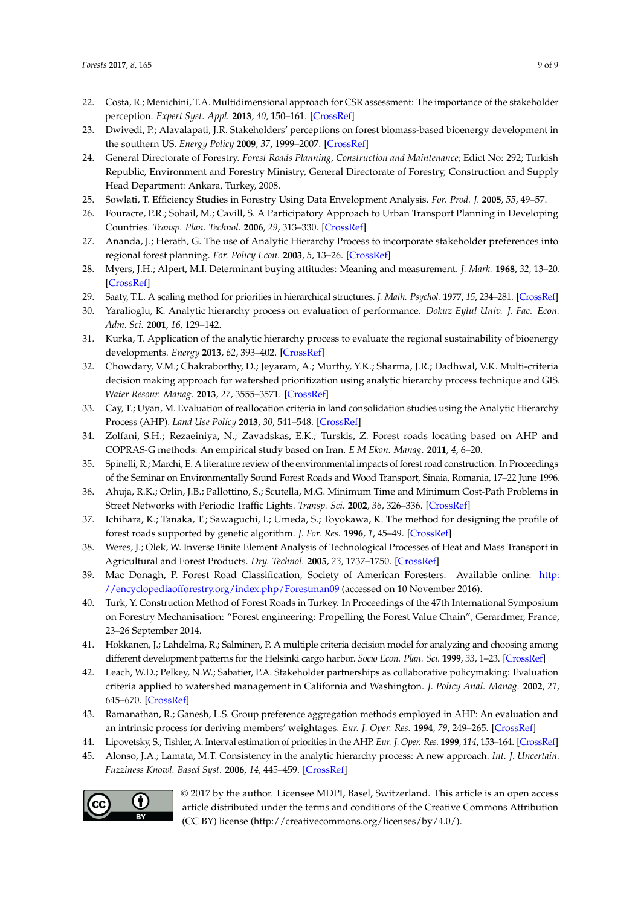22. Costa, R.; Menichini, T.A. Multidimensional approach for CSR assessment: The importance of the stakeholder perception. *Expert Syst. Appl.* **2013**, *40*, 150–161. [CrossRef]
23. Dwivedi, P.; Alavalapati, J.R. Stakeholders' perceptions on forest biomass-based bioenergy development in the southern US. *Energy Policy* **2009**, *37*, 1999–2007. [CrossRef]
24. General Directorate of Forestry. *Forest Roads Planning, Construction and Maintenance*; Edict No: 292; Turkish Republic, Environment and Forestry Ministry, General Directorate of Forestry, Construction and Supply Head Department: Ankara, Turkey, 2008.
25. Sowlati, T. Efficiency Studies in Forestry Using Data Envelopment Analysis. *For. Prod. J.* **2005**, *55*, 49–57.
26. Fouracre, P.R.; Sohail, M.; Cavill, S. A Participatory Approach to Urban Transport Planning in Developing Countries. *Transp. Plan. Technol.* **2006**, *29*, 313–330. [CrossRef]
27. Ananda, J.; Herath, G. The use of Analytic Hierarchy Process to incorporate stakeholder preferences into regional forest planning. *For. Policy Econ.* **2003**, *5*, 13–26. [CrossRef]
28. Myers, J.H.; Alpert, M.I. Determinant buying attitudes: Meaning and measurement. *J. Mark.* **1968**, *32*, 13–20. [CrossRef]
29. Saaty, T.L. A scaling method for priorities in hierarchical structures. *J. Math. Psychol.* **1977**, *15*, 234–281. [CrossRef]
30. Yaralioglu, K. Analytic hierarchy process on evaluation of performance. *Dokuz Eylul Univ. J. Fac. Econ. Adm. Sci.* **2001**, *16*, 129–142.
31. Kurka, T. Application of the analytic hierarchy process to evaluate the regional sustainability of bioenergy developments. *Energy* **2013**, *62*, 393–402. [CrossRef]
32. Chowdary, V.M.; Chakraborthy, D.; Jeyaram, A.; Murthy, Y.K.; Sharma, J.R.; Dadhwal, V.K. Multi-criteria decision making approach for watershed prioritization using analytic hierarchy process technique and GIS. *Water Resour. Manag.* **2013**, *27*, 3555–3571. [CrossRef]
33. Cay, T.; Uyan, M. Evaluation of reallocation criteria in land consolidation studies using the Analytic Hierarchy Process (AHP). *Land Use Policy* **2013**, *30*, 541–548. [CrossRef]
34. Zolfani, S.H.; Rezaeiniya, N.; Zavadskas, E.K.; Turskis, Z. Forest roads locating based on AHP and COPRAS-G methods: An empirical study based on Iran. *E M Ekon. Manag.* **2011**, *4*, 6–20.
35. Spinelli, R.; Marchi, E. A literature review of the environmental impacts of forest road construction. In Proceedings of the Seminar on Environmentally Sound Forest Roads and Wood Transport, Sinaia, Romania, 17–22 June 1996.
36. Ahuja, R.K.; Orlin, J.B.; Pallottino, S.; Scutella, M.G. Minimum Time and Minimum Cost-Path Problems in Street Networks with Periodic Traffic Lights. *Transp. Sci.* **2002**, *36*, 326–336. [CrossRef]
37. Ichihara, K.; Tanaka, T.; Sawaguchi, I.; Umeda, S.; Toyokawa, K. The method for designing the profile of forest roads supported by genetic algorithm. *J. For. Res.* **1996**, *1*, 45–49. [CrossRef]
38. Weres, J.; Olek, W. Inverse Finite Element Analysis of Technological Processes of Heat and Mass Transport in Agricultural and Forest Products. *Dry. Technol.* **2005**, *23*, 1737–1750. [CrossRef]
39. Mac Donagh, P. Forest Road Classification, Society of American Foresters. Available online: http://encyclopediaofforestry.org/index.php/Forestman09 (accessed on 10 November 2016).
40. Turk, Y. Construction Method of Forest Roads in Turkey. In Proceedings of the 47th International Symposium on Forestry Mechanisation: "Forest engineering: Propelling the Forest Value Chain", Gerardmer, France, 23–26 September 2014.
41. Hokkanen, J.; Lahdelma, R.; Salminen, P. A multiple criteria decision model for analyzing and choosing among different development patterns for the Helsinki cargo harbor. *Socio Econ. Plan. Sci.* **1999**, *33*, 1–23. [CrossRef]
42. Leach, W.D.; Pelkey, N.W.; Sabatier, P.A. Stakeholder partnerships as collaborative policymaking: Evaluation criteria applied to watershed management in California and Washington. *J. Policy Anal. Manag.* **2002**, *21*, 645–670. [CrossRef]
43. Ramanathan, R.; Ganesh, L.S. Group preference aggregation methods employed in AHP: An evaluation and an intrinsic process for deriving members' weightages. *Eur. J. Oper. Res.* **1994**, *79*, 249–265. [CrossRef]
44. Lipovetsky, S.; Tishler, A. Interval estimation of priorities in the AHP. *Eur. J. Oper. Res.* **1999**, *114*, 153–164. [CrossRef]
45. Alonso, J.A.; Lamata, M.T. Consistency in the analytic hierarchy process: A new approach. *Int. J. Uncertain. Fuzziness Knowl. Based Syst.* **2006**, *14*, 445–459. [CrossRef]

© 2017 by the author. Licensee MDPI, Basel, Switzerland. This article is an open access article distributed under the terms and conditions of the Creative Commons Attribution (CC BY) license (http://creativecommons.org/licenses/by/4.0/).